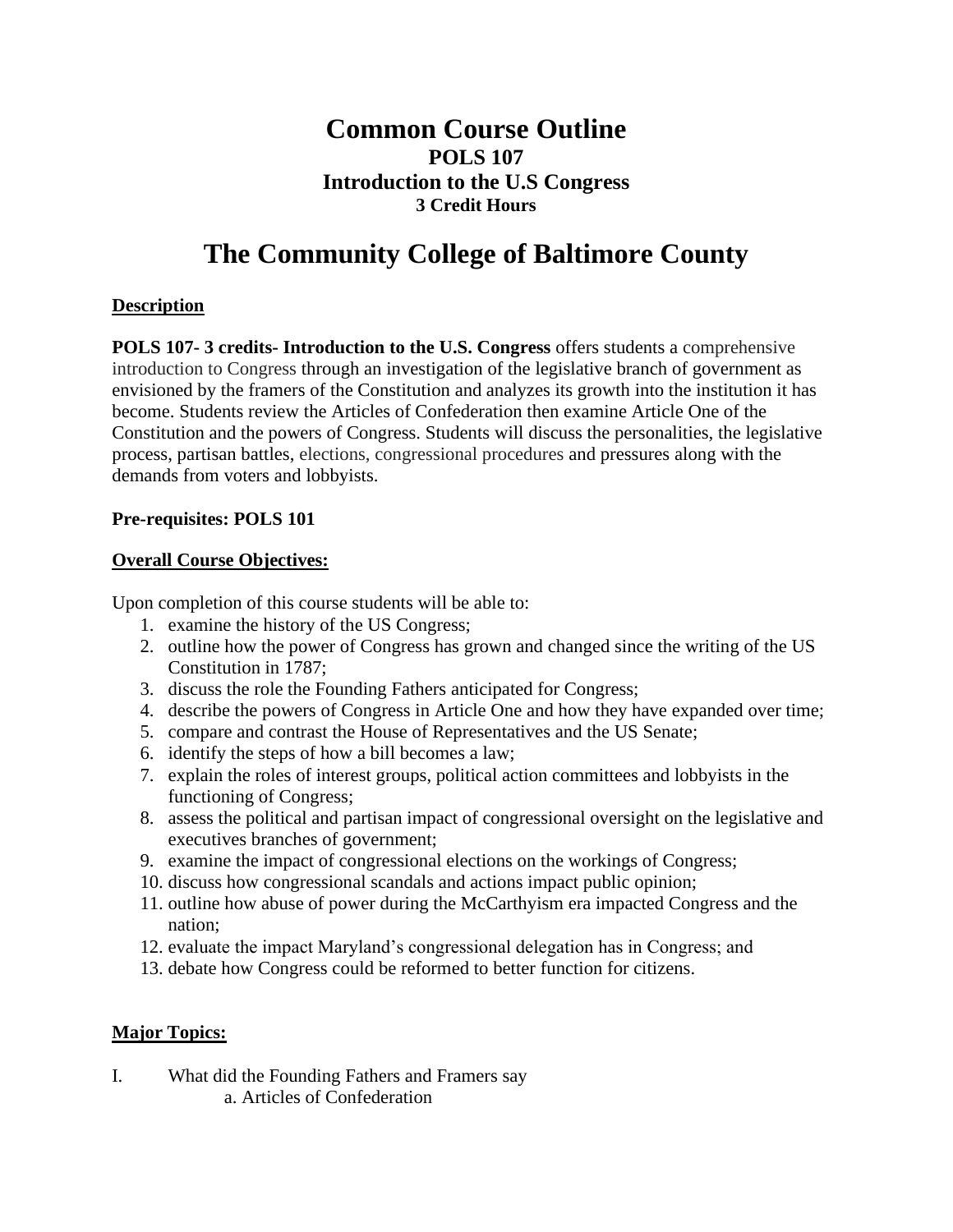# Common Course Outline
## POLS 107
## Introduction to the U.S Congress
### 3 Credit Hours

# The Community College of Baltimore County

**Description**

**POLS 107- 3 credits- Introduction to the U.S. Congress** offers students a comprehensive introduction to Congress through an investigation of the legislative branch of government as envisioned by the framers of the Constitution and analyzes its growth into the institution it has become. Students review the Articles of Confederation then examine Article One of the Constitution and the powers of Congress. Students will discuss the personalities, the legislative process, partisan battles, elections, congressional procedures and pressures along with the demands from voters and lobbyists.

**Pre-requisites: POLS 101**

**Overall Course Objectives:**

Upon completion of this course students will be able to:

1. examine the history of the US Congress;
2. outline how the power of Congress has grown and changed since the writing of the US Constitution in 1787;
3. discuss the role the Founding Fathers anticipated for Congress;
4. describe the powers of Congress in Article One and how they have expanded over time;
5. compare and contrast the House of Representatives and the US Senate;
6. identify the steps of how a bill becomes a law;
7. explain the roles of interest groups, political action committees and lobbyists in the functioning of Congress;
8. assess the political and partisan impact of congressional oversight on the legislative and executives branches of government;
9. examine the impact of congressional elections on the workings of Congress;
10. discuss how congressional scandals and actions impact public opinion;
11. outline how abuse of power during the McCarthyism era impacted Congress and the nation;
12. evaluate the impact Maryland's congressional delegation has in Congress; and
13. debate how Congress could be reformed to better function for citizens.

**Major Topics:**

I. What did the Founding Fathers and Framers say
   a. Articles of Confederation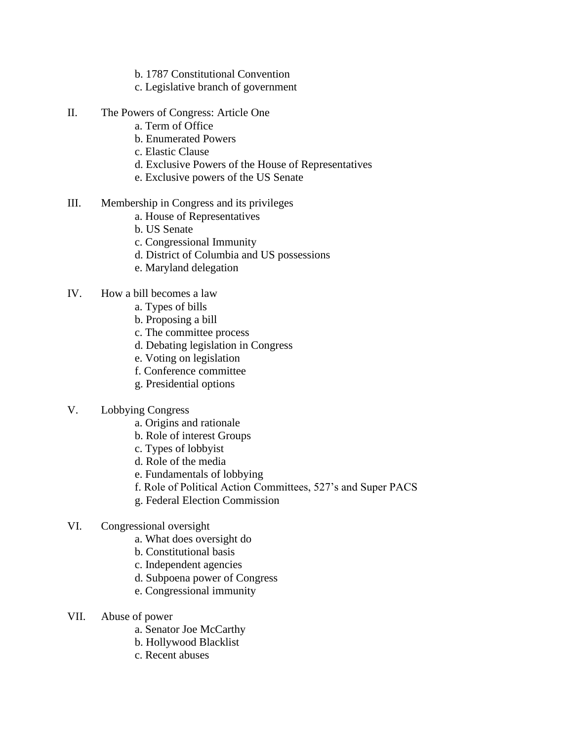b. 1787 Constitutional Convention
c. Legislative branch of government

II. The Powers of Congress: Article One
   a. Term of Office
   b. Enumerated Powers
   c. Elastic Clause
   d. Exclusive Powers of the House of Representatives
   e. Exclusive powers of the US Senate

III. Membership in Congress and its privileges
   a. House of Representatives
   b. US Senate
   c. Congressional Immunity
   d. District of Columbia and US possessions
   e. Maryland delegation

IV. How a bill becomes a law
   a. Types of bills
   b. Proposing a bill
   c. The committee process
   d. Debating legislation in Congress
   e. Voting on legislation
   f. Conference committee
   g. Presidential options

V. Lobbying Congress
   a. Origins and rationale
   b. Role of interest Groups
   c. Types of lobbyist
   d. Role of the media
   e. Fundamentals of lobbying
   f. Role of Political Action Committees, 527's and Super PACS
   g. Federal Election Commission

VI. Congressional oversight
   a. What does oversight do
   b. Constitutional basis
   c. Independent agencies
   d. Subpoena power of Congress
   e. Congressional immunity

VII. Abuse of power
   a. Senator Joe McCarthy
   b. Hollywood Blacklist
   c. Recent abuses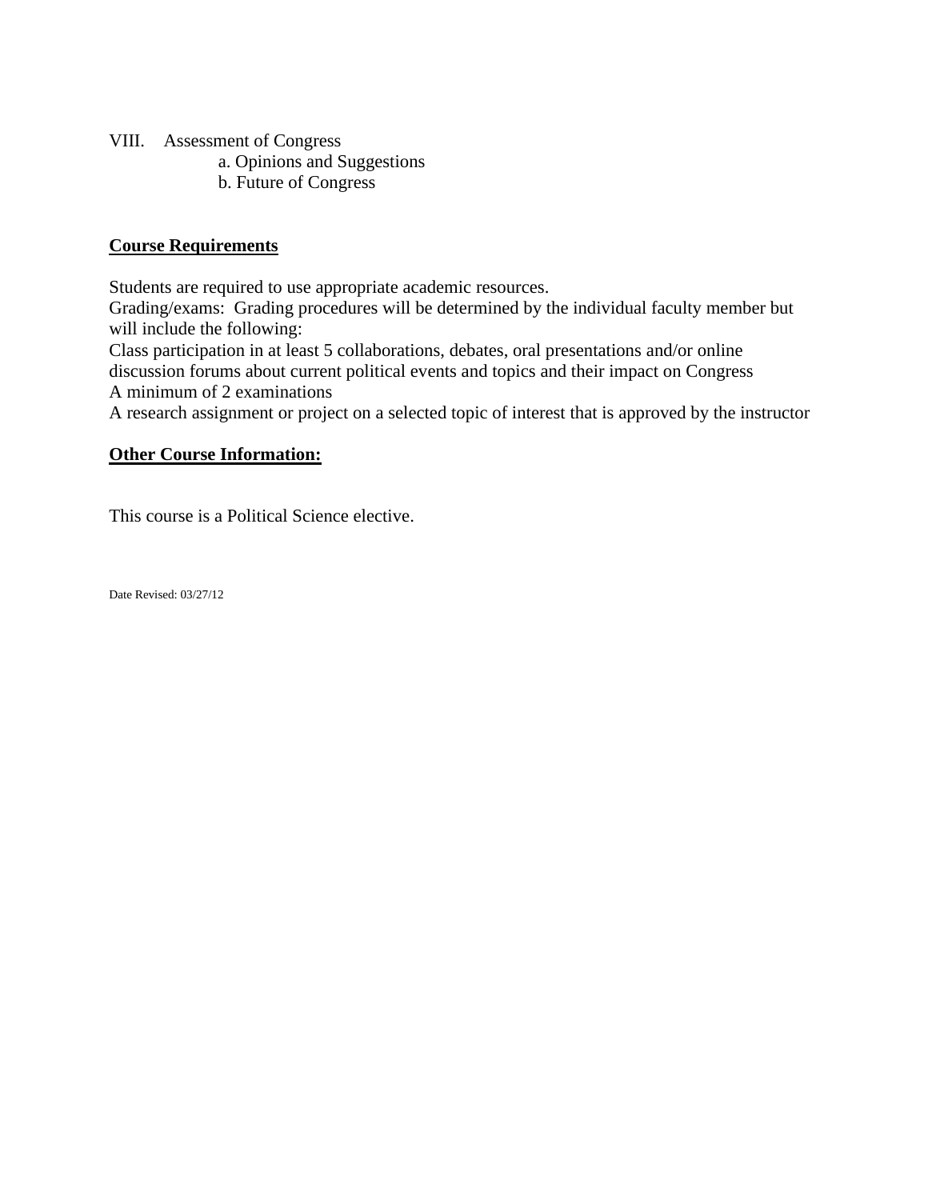VIII. Assessment of Congress
   a. Opinions and Suggestions
   b. Future of Congress

**Course Requirements**

Students are required to use appropriate academic resources.
Grading/exams: Grading procedures will be determined by the individual faculty member but will include the following:
Class participation in at least 5 collaborations, debates, oral presentations and/or online discussion forums about current political events and topics and their impact on Congress
A minimum of 2 examinations
A research assignment or project on a selected topic of interest that is approved by the instructor

**Other Course Information:**

This course is a Political Science elective.

Date Revised: 03/27/12